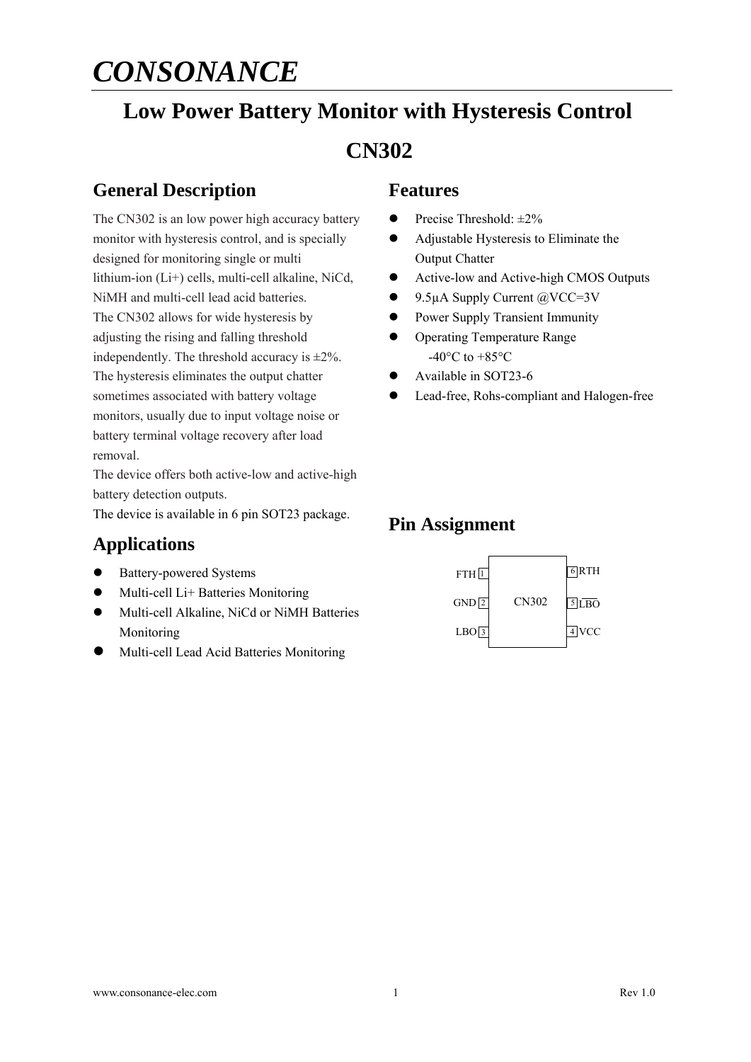# CONSONANCE

# Low Power Battery Monitor with Hysteresis Control

# CN302

## General Description

The CN302 is an low power high accuracy battery monitor with hysteresis control, and is specially designed for monitoring single or multi lithium-ion (Li+) cells, multi-cell alkaline, NiCd, NiMH and multi-cell lead acid batteries.
The CN302 allows for wide hysteresis by adjusting the rising and falling threshold independently. The threshold accuracy is ±2%.
The hysteresis eliminates the output chatter sometimes associated with battery voltage monitors, usually due to input voltage noise or battery terminal voltage recovery after load removal.
The device offers both active-low and active-high battery detection outputs.
The device is available in 6 pin SOT23 package.

## Applications

- Battery-powered Systems
- Multi-cell Li+ Batteries Monitoring
- Multi-cell Alkaline, NiCd or NiMH Batteries Monitoring
- Multi-cell Lead Acid Batteries Monitoring

## Features

- Precise Threshold: ±2%
- Adjustable Hysteresis to Eliminate the Output Chatter
- Active-low and Active-high CMOS Outputs
- 9.5µA Supply Current @VCC=3V
- Power Supply Transient Immunity
- Operating Temperature Range -40°C to +85°C
- Available in SOT23-6
- Lead-free, Rohs-compliant and Halogen-free

## Pin Assignment

| Pin | Name | | Pin | Name |
|---|---|---|---|---|
| 1 | FTH | CN302 | 6 | RTH |
| 2 | GND | | 5 | $\overline{LBO}$ |
| 3 | LBO | | 4 | VCC |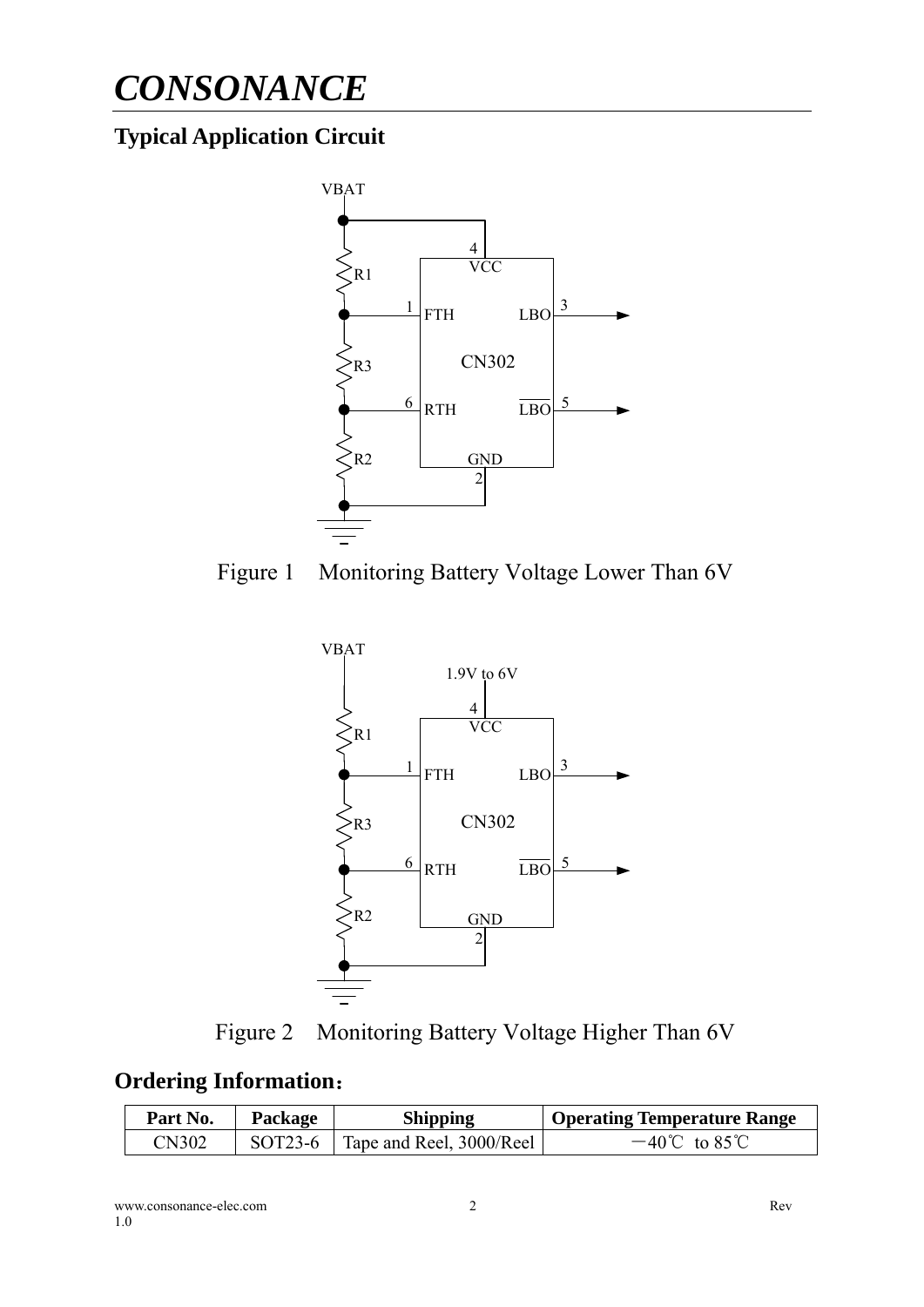## Typical Application Circuit

Figure 1 Monitoring Battery Voltage Lower Than 6V

Figure 2 Monitoring Battery Voltage Higher Than 6V

## Ordering Information：

| Part No. | Package | Shipping | Operating Temperature Range |
|---|---|---|---|
| CN302 | SOT23-6 | Tape and Reel, 3000/Reel | －40℃ to 85℃ |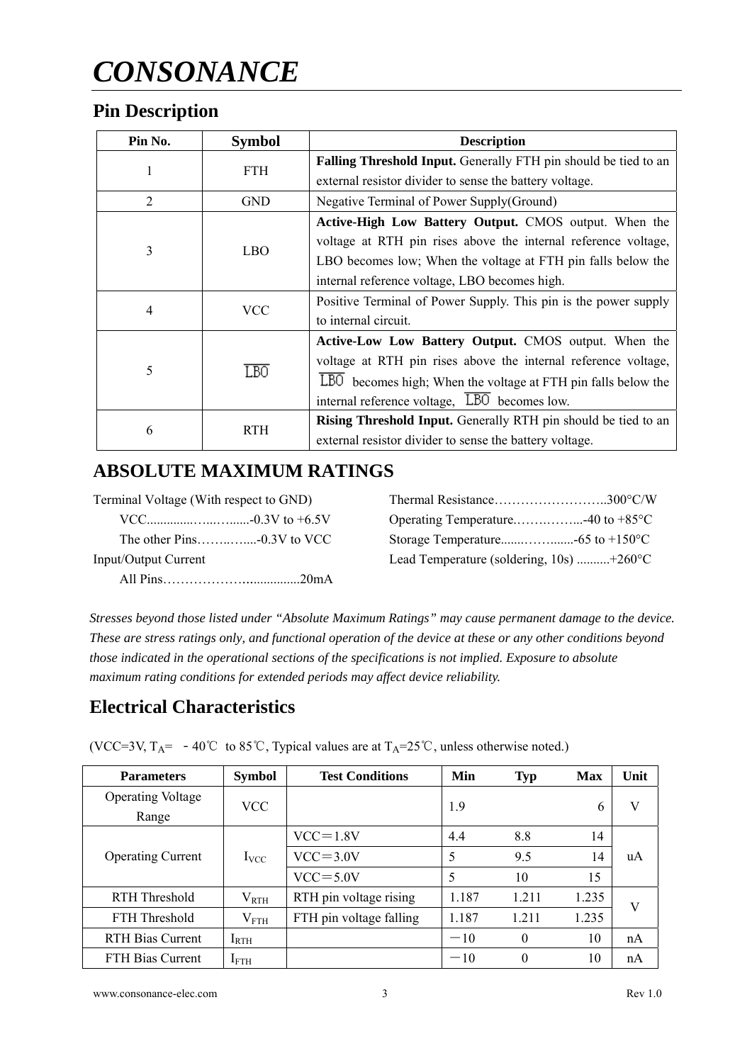# CONSONANCE

## Pin Description

| Pin No. | Symbol | Description |
|---|---|---|
| 1 | FTH | **Falling Threshold Input.** Generally FTH pin should be tied to an external resistor divider to sense the battery voltage. |
| 2 | GND | Negative Terminal of Power Supply(Ground) |
| 3 | LBO | **Active-High Low Battery Output.** CMOS output. When the voltage at RTH pin rises above the internal reference voltage, LBO becomes low; When the voltage at FTH pin falls below the internal reference voltage, LBO becomes high. |
| 4 | VCC | Positive Terminal of Power Supply. This pin is the power supply to internal circuit. |
| 5 | $\overline{LBO}$ | **Active-Low Low Battery Output.** CMOS output. When the voltage at RTH pin rises above the internal reference voltage, $\overline{LBO}$ becomes high; When the voltage at FTH pin falls below the internal reference voltage, $\overline{LBO}$ becomes low. |
| 6 | RTH | **Rising Threshold Input.** Generally RTH pin should be tied to an external resistor divider to sense the battery voltage. |

## ABSOLUTE MAXIMUM RATINGS

Terminal Voltage (With respect to GND)
- VCC...............-0.3V to +6.5V
- The other Pins..........-0.3V to VCC

Input/Output Current
- All Pins.....................20mA

Thermal Resistance..........................300°C/W
Operating Temperature.................-40 to +85°C
Storage Temperature..............-65 to +150°C
Lead Temperature (soldering, 10s) ..........+260°C

*Stresses beyond those listed under "Absolute Maximum Ratings" may cause permanent damage to the device. These are stress ratings only, and functional operation of the device at these or any other conditions beyond those indicated in the operational sections of the specifications is not implied. Exposure to absolute maximum rating conditions for extended periods may affect device reliability.*

## Electrical Characteristics

(VCC=3V, $T_A$= －40℃ to 85℃, Typical values are at $T_A$=25℃, unless otherwise noted.)

| Parameters | Symbol | Test Conditions | Min | Typ | Max | Unit |
|---|---|---|---|---|---|---|
| Operating Voltage Range | VCC | | 1.9 | | 6 | V |
| Operating Current | $I_{VCC}$ | VCC＝1.8V | 4.4 | 8.8 | 14 | uA |
| | | VCC＝3.0V | 5 | 9.5 | 14 | |
| | | VCC＝5.0V | 5 | 10 | 15 | |
| RTH Threshold | $V_{RTH}$ | RTH pin voltage rising | 1.187 | 1.211 | 1.235 | V |
| FTH Threshold | $V_{FTH}$ | FTH pin voltage falling | 1.187 | 1.211 | 1.235 | |
| RTH Bias Current | $I_{RTH}$ | | －10 | 0 | 10 | nA |
| FTH Bias Current | $I_{FTH}$ | | －10 | 0 | 10 | nA |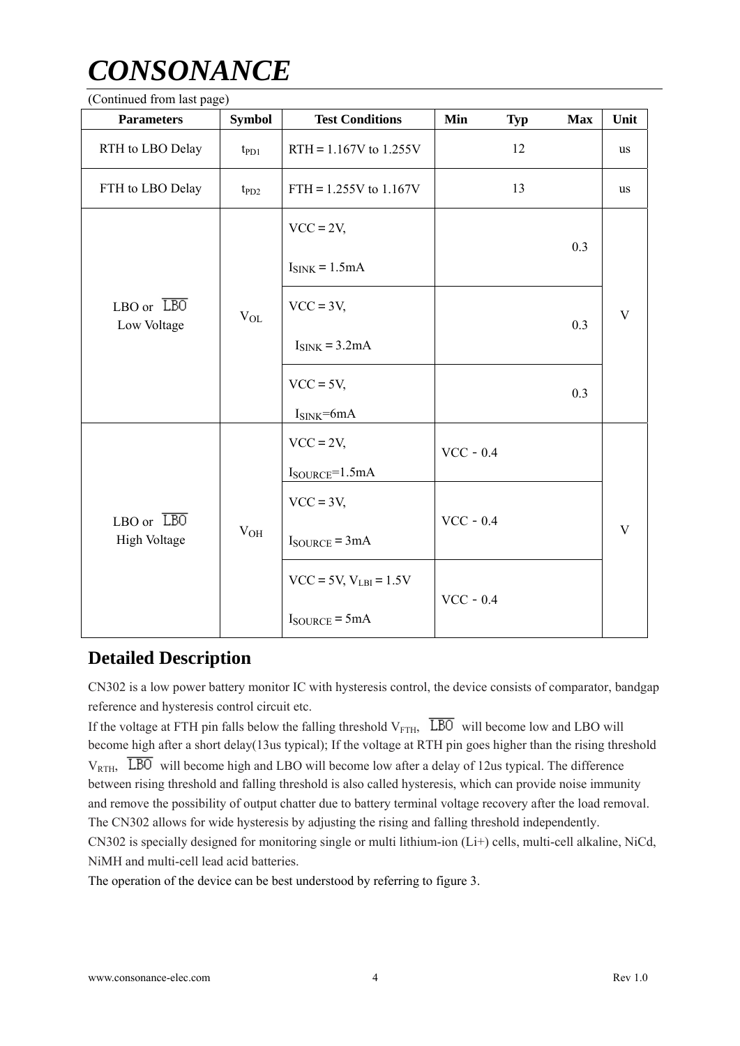(Continued from last page)

| Parameters | Symbol | Test Conditions | Min | Typ | Max | Unit |
|---|---|---|---|---|---|---|
| RTH to LBO Delay | $t_{PD1}$ | RTH = 1.167V to 1.255V | | 12 | | us |
| FTH to LBO Delay | $t_{PD2}$ | FTH = 1.255V to 1.167V | | 13 | | us |
| LBO or $\overline{LBO}$ Low Voltage | $V_{OL}$ | VCC = 2V, $I_{SINK}$ = 1.5mA | | | 0.3 | V |
| | | VCC = 3V, $I_{SINK}$ = 3.2mA | | | 0.3 | |
| | | VCC = 5V, $I_{SINK}$=6mA | | | 0.3 | |
| LBO or $\overline{LBO}$ High Voltage | $V_{OH}$ | VCC = 2V, $I_{SOURCE}$=1.5mA | VCC－0.4 | | | V |
| | | VCC = 3V, $I_{SOURCE}$ = 3mA | VCC－0.4 | | | |
| | | VCC = 5V, $V_{LBI}$ = 1.5V $I_{SOURCE}$ = 5mA | VCC－0.4 | | | |

## Detailed Description

CN302 is a low power battery monitor IC with hysteresis control, the device consists of comparator, bandgap reference and hysteresis control circuit etc.

If the voltage at FTH pin falls below the falling threshold $V_{FTH}$, $\overline{LBO}$ will become low and LBO will become high after a short delay(13us typical); If the voltage at RTH pin goes higher than the rising threshold $V_{RTH}$, $\overline{LBO}$ will become high and LBO will become low after a delay of 12us typical. The difference between rising threshold and falling threshold is also called hysteresis, which can provide noise immunity and remove the possibility of output chatter due to battery terminal voltage recovery after the load removal. The CN302 allows for wide hysteresis by adjusting the rising and falling threshold independently.

CN302 is specially designed for monitoring single or multi lithium-ion (Li+) cells, multi-cell alkaline, NiCd, NiMH and multi-cell lead acid batteries.

The operation of the device can be best understood by referring to figure 3.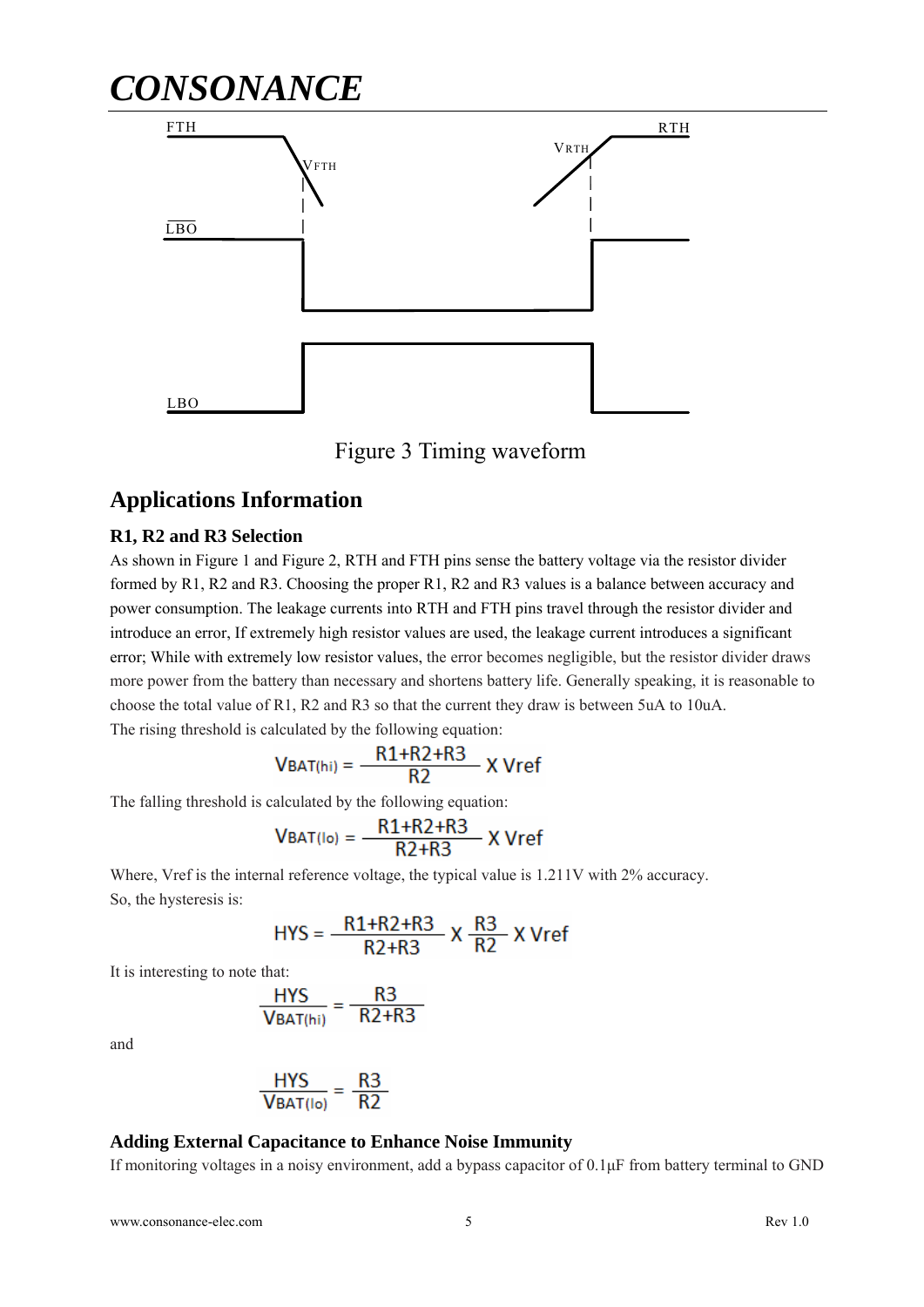Figure 3 Timing waveform

## Applications Information

### R1, R2 and R3 Selection

As shown in Figure 1 and Figure 2, RTH and FTH pins sense the battery voltage via the resistor divider formed by R1, R2 and R3. Choosing the proper R1, R2 and R3 values is a balance between accuracy and power consumption. The leakage currents into RTH and FTH pins travel through the resistor divider and introduce an error, If extremely high resistor values are used, the leakage current introduces a significant error; While with extremely low resistor values, the error becomes negligible, but the resistor divider draws more power from the battery than necessary and shortens battery life. Generally speaking, it is reasonable to choose the total value of R1, R2 and R3 so that the current they draw is between 5uA to 10uA.

The rising threshold is calculated by the following equation:

$$V_{BAT(hi)} = \frac{R1+R2+R3}{R2} \times V_{ref}$$

The falling threshold is calculated by the following equation:

$$V_{BAT(lo)} = \frac{R1+R2+R3}{R2+R3} \times V_{ref}$$

Where, Vref is the internal reference voltage, the typical value is 1.211V with 2% accuracy.

So, the hysteresis is:

$$HYS = \frac{R1+R2+R3}{R2+R3} \times \frac{R3}{R2} \times V_{ref}$$

It is interesting to note that:

$$\frac{HYS}{V_{BAT(hi)}} = \frac{R3}{R2+R3}$$

and

$$\frac{HYS}{V_{BAT(lo)}} = \frac{R3}{R2}$$

### Adding External Capacitance to Enhance Noise Immunity

If monitoring voltages in a noisy environment, add a bypass capacitor of 0.1μF from battery terminal to GND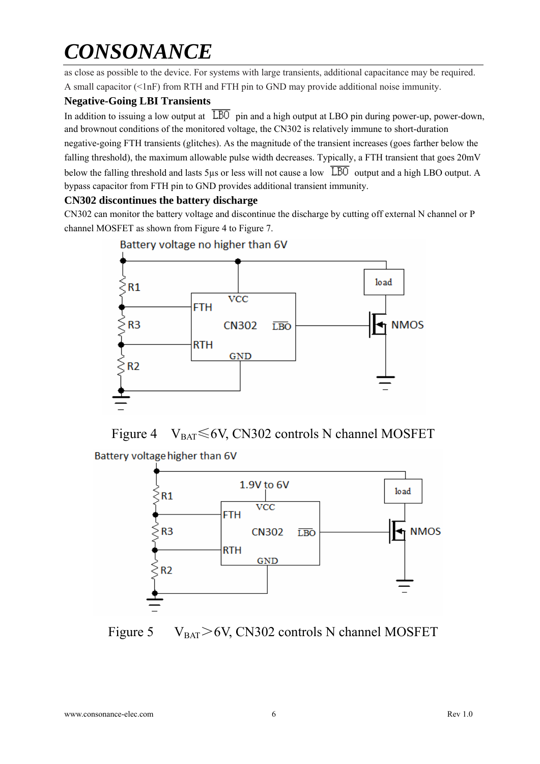as close as possible to the device. For systems with large transients, additional capacitance may be required. A small capacitor (<1nF) from RTH and FTH pin to GND may provide additional noise immunity.

### Negative-Going LBI Transients

In addition to issuing a low output at $\overline{LBO}$ pin and a high output at LBO pin during power-up, power-down, and brownout conditions of the monitored voltage, the CN302 is relatively immune to short-duration negative-going FTH transients (glitches). As the magnitude of the transient increases (goes farther below the falling threshold), the maximum allowable pulse width decreases. Typically, a FTH transient that goes 20mV below the falling threshold and lasts 5µs or less will not cause a low $\overline{LBO}$ output and a high LBO output. A bypass capacitor from FTH pin to GND provides additional transient immunity.

### CN302 discontinues the battery discharge

CN302 can monitor the battery voltage and discontinue the discharge by cutting off external N channel or P channel MOSFET as shown from Figure 4 to Figure 7.

Battery voltage no higher than 6V

Figure 4 $V_{BAT}$≤6V, CN302 controls N channel MOSFET

Battery voltage higher than 6V

1.9V to 6V

Figure 5 $V_{BAT}$>6V, CN302 controls N channel MOSFET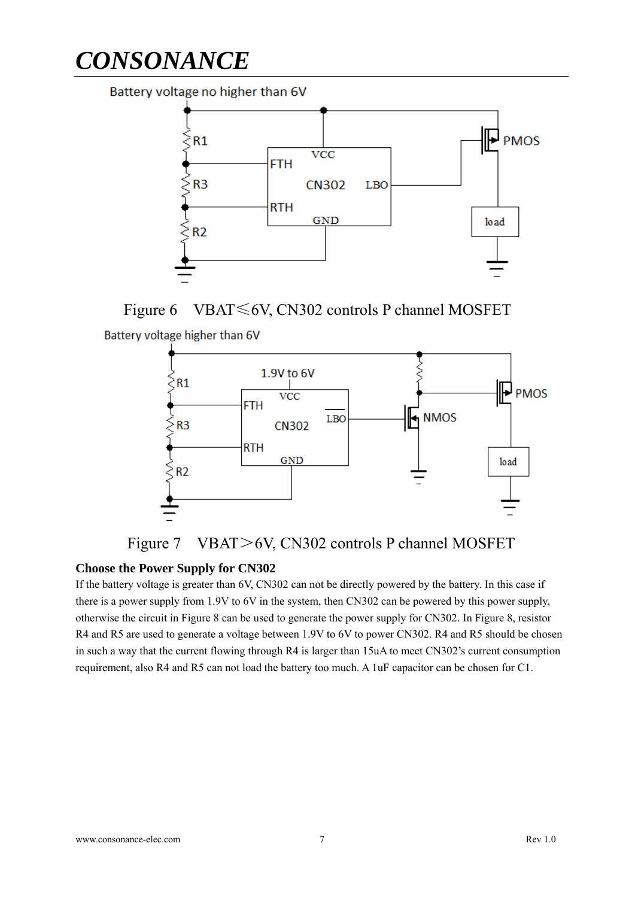Battery voltage no higher than 6V

Figure 6 VBAT≤6V, CN302 controls P channel MOSFET

Battery voltage higher than 6V

Figure 7 VBAT＞6V, CN302 controls P channel MOSFET

**Choose the Power Supply for CN302**

If the battery voltage is greater than 6V, CN302 can not be directly powered by the battery. In this case if there is a power supply from 1.9V to 6V in the system, then CN302 can be powered by this power supply, otherwise the circuit in Figure 8 can be used to generate the power supply for CN302. In Figure 8, resistor R4 and R5 are used to generate a voltage between 1.9V to 6V to power CN302. R4 and R5 should be chosen in such a way that the current flowing through R4 is larger than 15uA to meet CN302's current consumption requirement, also R4 and R5 can not load the battery too much. A 1uF capacitor can be chosen for C1.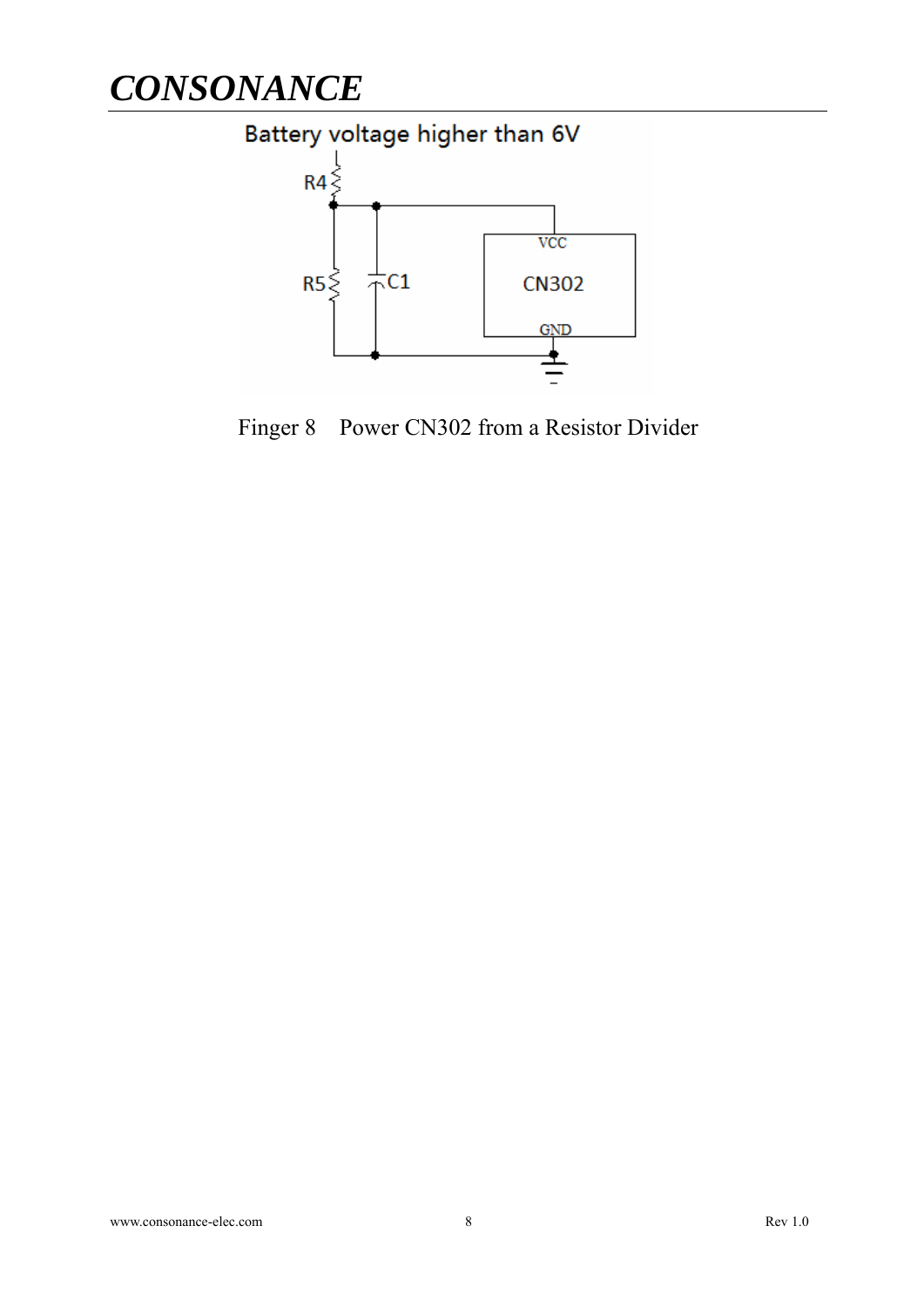Battery voltage higher than 6V

R4

R5

C1

VCC

CN302

GND

Finger 8　Power CN302 from a Resistor Divider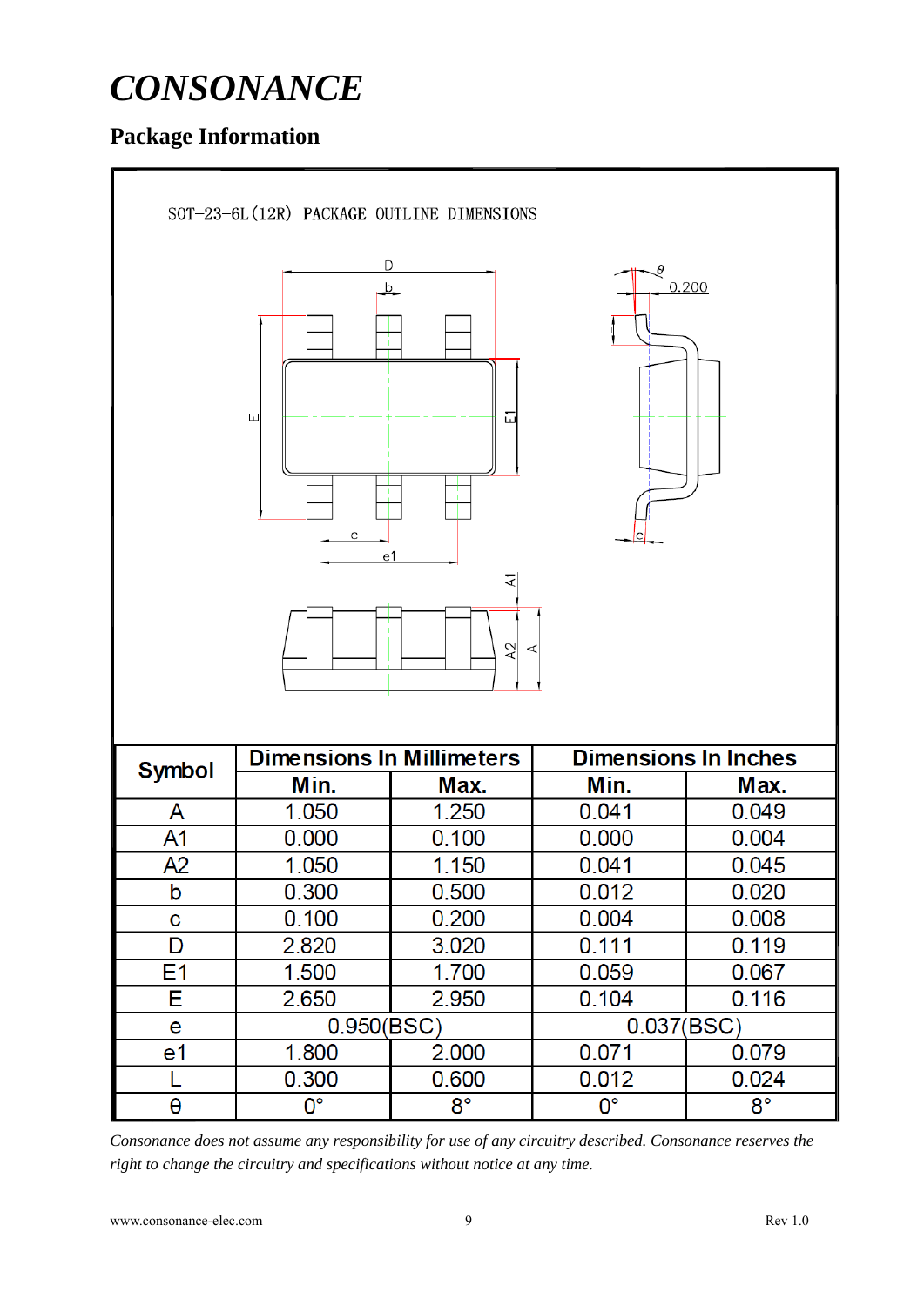# CONSONANCE

## Package Information

SOT-23-6L(12R) PACKAGE OUTLINE DIMENSIONS

D
b
E
E1
e
e1
θ
0.200
c
A1
A2
A

| Symbol | Dimensions In Millimeters | | Dimensions In Inches | |
|---|---|---|---|---|
| | Min. | Max. | Min. | Max. |
| A | 1.050 | 1.250 | 0.041 | 0.049 |
| A1 | 0.000 | 0.100 | 0.000 | 0.004 |
| A2 | 1.050 | 1.150 | 0.041 | 0.045 |
| b | 0.300 | 0.500 | 0.012 | 0.020 |
| c | 0.100 | 0.200 | 0.004 | 0.008 |
| D | 2.820 | 3.020 | 0.111 | 0.119 |
| E1 | 1.500 | 1.700 | 0.059 | 0.067 |
| E | 2.650 | 2.950 | 0.104 | 0.116 |
| e | 0.950(BSC) | | 0.037(BSC) | |
| e1 | 1.800 | 2.000 | 0.071 | 0.079 |
| L | 0.300 | 0.600 | 0.012 | 0.024 |
| θ | 0° | 8° | 0° | 8° |

*Consonance does not assume any responsibility for use of any circuitry described. Consonance reserves the right to change the circuitry and specifications without notice at any time.*

www.consonance-elec.com

Rev 1.0